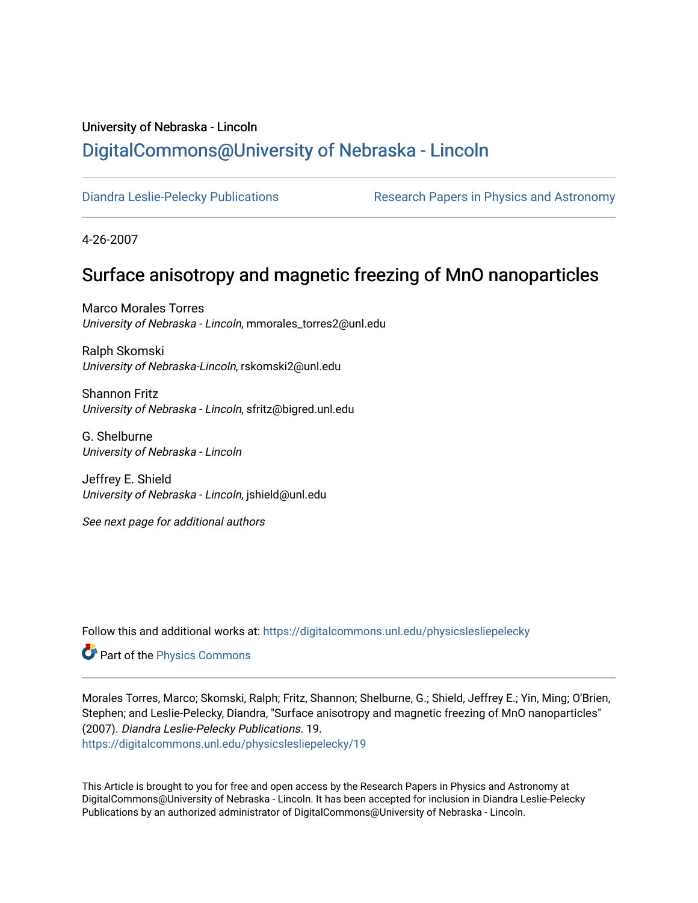University of Nebraska - Lincoln

# DigitalCommons@University of Nebraska - Lincoln

Diandra Leslie-Pelecky Publications | Research Papers in Physics and Astronomy

4-26-2007

## Surface anisotropy and magnetic freezing of MnO nanoparticles

Marco Morales Torres
*University of Nebraska - Lincoln*, mmorales_torres2@unl.edu

Ralph Skomski
*University of Nebraska-Lincoln*, rskomski2@unl.edu

Shannon Fritz
*University of Nebraska - Lincoln*, sfritz@bigred.unl.edu

G. Shelburne
*University of Nebraska - Lincoln*

Jeffrey E. Shield
*University of Nebraska - Lincoln*, jshield@unl.edu

*See next page for additional authors*

Follow this and additional works at: https://digitalcommons.unl.edu/physicslesliepelecky

Part of the Physics Commons

Morales Torres, Marco; Skomski, Ralph; Fritz, Shannon; Shelburne, G.; Shield, Jeffrey E.; Yin, Ming; O'Brien, Stephen; and Leslie-Pelecky, Diandra, "Surface anisotropy and magnetic freezing of MnO nanoparticles" (2007). *Diandra Leslie-Pelecky Publications*. 19.
https://digitalcommons.unl.edu/physicslesliepelecky/19

This Article is brought to you for free and open access by the Research Papers in Physics and Astronomy at DigitalCommons@University of Nebraska - Lincoln. It has been accepted for inclusion in Diandra Leslie-Pelecky Publications by an authorized administrator of DigitalCommons@University of Nebraska - Lincoln.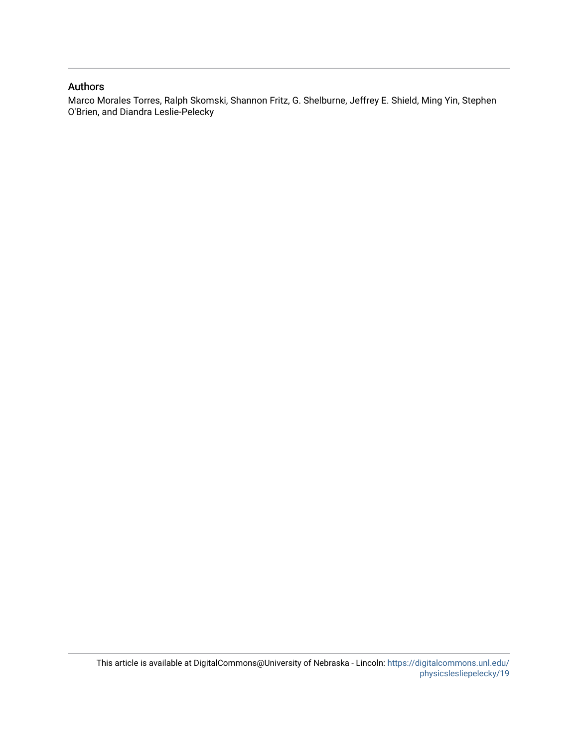## Authors

Marco Morales Torres, Ralph Skomski, Shannon Fritz, G. Shelburne, Jeffrey E. Shield, Ming Yin, Stephen O'Brien, and Diandra Leslie-Pelecky

This article is available at DigitalCommons@University of Nebraska - Lincoln: https://digitalcommons.unl.edu/physicslesliepelecky/19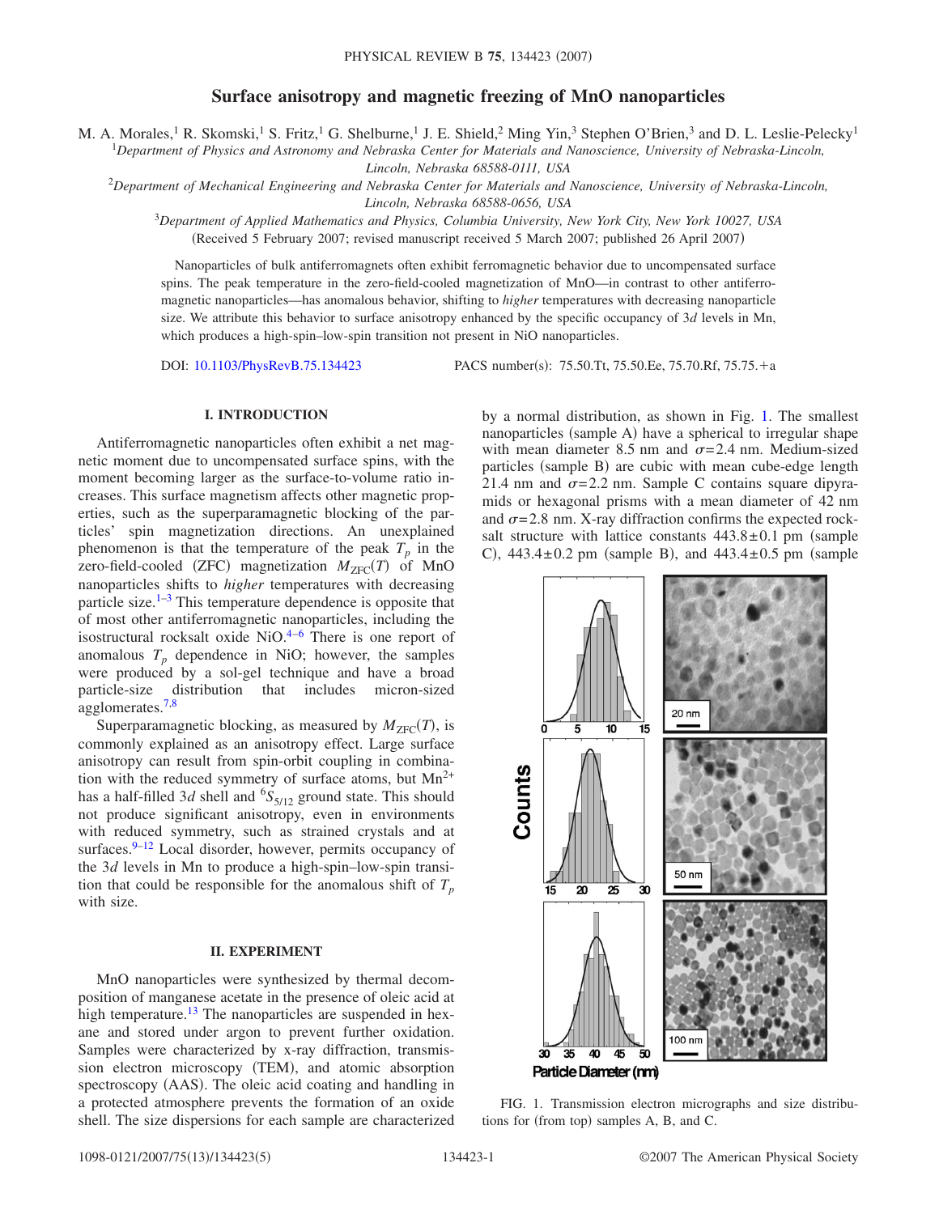# Surface anisotropy and magnetic freezing of MnO nanoparticles

M. A. Morales,[1] R. Skomski,[1] S. Fritz,[1] G. Shelburne,[1] J. E. Shield,[2] Ming Yin,[3] Stephen O'Brien,[3] and D. L. Leslie-Pelecky[1]

[1]Department of Physics and Astronomy and Nebraska Center for Materials and Nanoscience, University of Nebraska-Lincoln, Lincoln, Nebraska 68588-0111, USA

[2]Department of Mechanical Engineering and Nebraska Center for Materials and Nanoscience, University of Nebraska-Lincoln, Lincoln, Nebraska 68588-0656, USA

[3]Department of Applied Mathematics and Physics, Columbia University, New York City, New York 10027, USA

(Received 5 February 2007; revised manuscript received 5 March 2007; published 26 April 2007)

Nanoparticles of bulk antiferromagnets often exhibit ferromagnetic behavior due to uncompensated surface spins. The peak temperature in the zero-field-cooled magnetization of MnO—in contrast to other antiferromagnetic nanoparticles—has anomalous behavior, shifting to *higher* temperatures with decreasing nanoparticle size. We attribute this behavior to surface anisotropy enhanced by the specific occupancy of 3*d* levels in Mn, which produces a high-spin–low-spin transition not present in NiO nanoparticles.

DOI: 10.1103/PhysRevB.75.134423 PACS number(s): 75.50.Tt, 75.50.Ee, 75.70.Rf, 75.75.+a

## I. INTRODUCTION

Antiferromagnetic nanoparticles often exhibit a net magnetic moment due to uncompensated surface spins, with the moment becoming larger as the surface-to-volume ratio increases. This surface magnetism affects other magnetic properties, such as the superparamagnetic blocking of the particles' spin magnetization directions. An unexplained phenomenon is that the temperature of the peak $T_p$ in the zero-field-cooled (ZFC) magnetization $M_{\mathrm{ZFC}}(T)$ of MnO nanoparticles shifts to *higher* temperatures with decreasing particle size.[1–3] This temperature dependence is opposite that of most other antiferromagnetic nanoparticles, including the isostructural rocksalt oxide NiO.[4–6] There is one report of anomalous $T_p$ dependence in NiO; however, the samples were produced by a sol-gel technique and have a broad particle-size distribution that includes micron-sized agglomerates.[7,8]

Superparamagnetic blocking, as measured by $M_{\mathrm{ZFC}}(T)$, is commonly explained as an anisotropy effect. Large surface anisotropy can result from spin-orbit coupling in combination with the reduced symmetry of surface atoms, but $Mn^{2+}$ has a half-filled 3*d* shell and $^6S_{5/12}$ ground state. This should not produce significant anisotropy, even in environments with reduced symmetry, such as strained crystals and at surfaces.[9–12] Local disorder, however, permits occupancy of the 3*d* levels in Mn to produce a high-spin–low-spin transition that could be responsible for the anomalous shift of $T_p$ with size.

## II. EXPERIMENT

MnO nanoparticles were synthesized by thermal decomposition of manganese acetate in the presence of oleic acid at high temperature.[13] The nanoparticles are suspended in hexane and stored under argon to prevent further oxidation. Samples were characterized by x-ray diffraction, transmission electron microscopy (TEM), and atomic absorption spectroscopy (AAS). The oleic acid coating and handling in a protected atmosphere prevents the formation of an oxide shell. The size dispersions for each sample are characterized by a normal distribution, as shown in Fig. 1. The smallest nanoparticles (sample A) have a spherical to irregular shape with mean diameter 8.5 nm and $\sigma$=2.4 nm. Medium-sized particles (sample B) are cubic with mean cube-edge length 21.4 nm and $\sigma$=2.2 nm. Sample C contains square dipyramids or hexagonal prisms with a mean diameter of 42 nm and $\sigma$=2.8 nm. X-ray diffraction confirms the expected rocksalt structure with lattice constants 443.8±0.1 pm (sample C), 443.4±0.2 pm (sample B), and 443.4±0.5 pm (sample

FIG. 1. Transmission electron micrographs and size distributions for (from top) samples A, B, and C.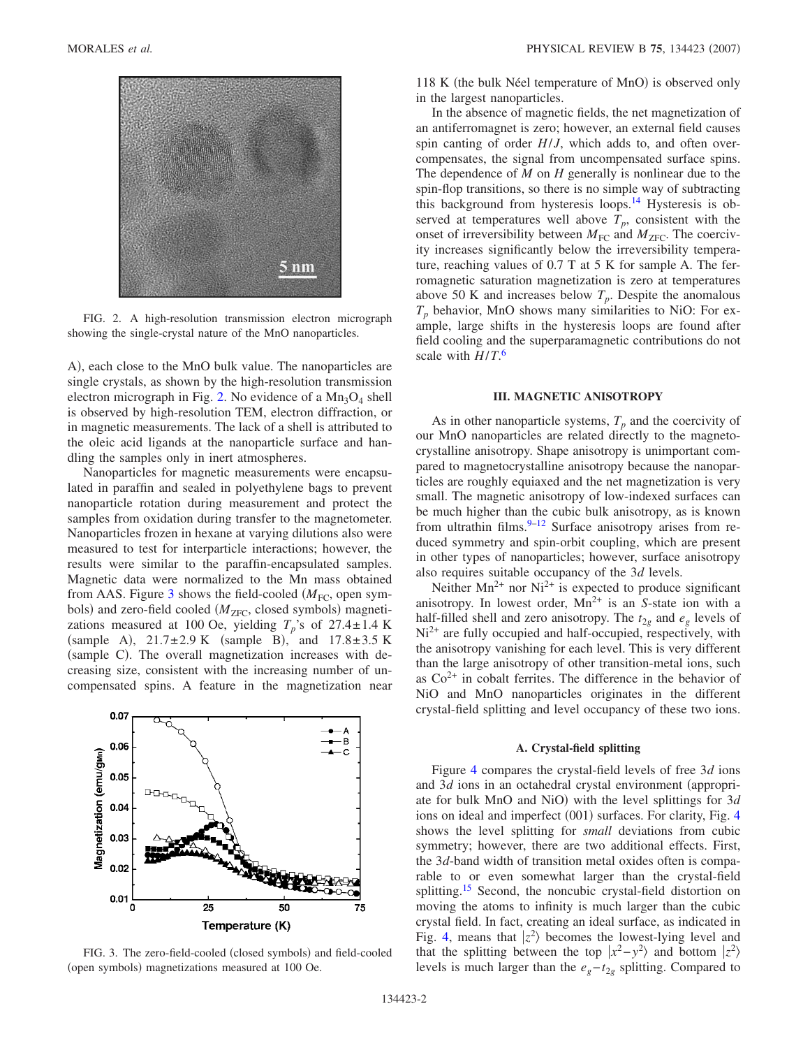FIG. 2. A high-resolution transmission electron micrograph showing the single-crystal nature of the MnO nanoparticles.

A), each close to the MnO bulk value. The nanoparticles are single crystals, as shown by the high-resolution transmission electron micrograph in Fig. 2. No evidence of a $Mn_3O_4$ shell is observed by high-resolution TEM, electron diffraction, or in magnetic measurements. The lack of a shell is attributed to the oleic acid ligands at the nanoparticle surface and handling the samples only in inert atmospheres.

Nanoparticles for magnetic measurements were encapsulated in paraffin and sealed in polyethylene bags to prevent nanoparticle rotation during measurement and protect the samples from oxidation during transfer to the magnetometer. Nanoparticles frozen in hexane at varying dilutions also were measured to test for interparticle interactions; however, the results were similar to the paraffin-encapsulated samples. Magnetic data were normalized to the Mn mass obtained from AAS. Figure 3 shows the field-cooled ($M_{FC}$, open symbols) and zero-field cooled ($M_{ZFC}$, closed symbols) magnetizations measured at 100 Oe, yielding $T_p$'s of $27.4 \pm 1.4$ K (sample A), $21.7 \pm 2.9$ K (sample B), and $17.8 \pm 3.5$ K (sample C). The overall magnetization increases with decreasing size, consistent with the increasing number of uncompensated spins. A feature in the magnetization near 118 K (the bulk Néel temperature of MnO) is observed only in the largest nanoparticles.

FIG. 3. The zero-field-cooled (closed symbols) and field-cooled (open symbols) magnetizations measured at 100 Oe.

In the absence of magnetic fields, the net magnetization of an antiferromagnet is zero; however, an external field causes spin canting of order $H/J$, which adds to, and often overcompensates, the signal from uncompensated surface spins. The dependence of $M$ on $H$ generally is nonlinear due to the spin-flop transitions, so there is no simple way of subtracting this background from hysteresis loops.[14] Hysteresis is observed at temperatures well above $T_p$, consistent with the onset of irreversibility between $M_{FC}$ and $M_{ZFC}$. The coercivity increases significantly below the irreversibility temperature, reaching values of 0.7 T at 5 K for sample A. The ferromagnetic saturation magnetization is zero at temperatures above 50 K and increases below $T_p$. Despite the anomalous $T_p$ behavior, MnO shows many similarities to NiO: For example, large shifts in the hysteresis loops are found after field cooling and the superparamagnetic contributions do not scale with $H/T$.[6]

## III. MAGNETIC ANISOTROPY

As in other nanoparticle systems, $T_p$ and the coercivity of our MnO nanoparticles are related directly to the magnetocrystalline anisotropy. Shape anisotropy is unimportant compared to magnetocrystalline anisotropy because the nanoparticles are roughly equiaxed and the net magnetization is very small. The magnetic anisotropy of low-indexed surfaces can be much higher than the cubic bulk anisotropy, as is known from ultrathin films.[9–12] Surface anisotropy arises from reduced symmetry and spin-orbit coupling, which are present in other types of nanoparticles; however, surface anisotropy also requires suitable occupancy of the 3$d$ levels.

Neither $Mn^{2+}$ nor $Ni^{2+}$ is expected to produce significant anisotropy. In lowest order, $Mn^{2+}$ is an $S$-state ion with a half-filled shell and zero anisotropy. The $t_{2g}$ and $e_g$ levels of $Ni^{2+}$ are fully occupied and half-occupied, respectively, with the anisotropy vanishing for each level. This is very different than the large anisotropy of other transition-metal ions, such as $Co^{2+}$ in cobalt ferrites. The difference in the behavior of NiO and MnO nanoparticles originates in the different crystal-field splitting and level occupancy of these two ions.

### A. Crystal-field splitting

Figure 4 compares the crystal-field levels of free 3$d$ ions and 3$d$ ions in an octahedral crystal environment (appropriate for bulk MnO and NiO) with the level splittings for 3$d$ ions on ideal and imperfect (001) surfaces. For clarity, Fig. 4 shows the level splitting for *small* deviations from cubic symmetry; however, there are two additional effects. First, the 3$d$-band width of transition metal oxides often is comparable to or even somewhat larger than the crystal-field splitting.[15] Second, the noncubic crystal-field distortion on moving the atoms to infinity is much larger than the cubic crystal field. In fact, creating an ideal surface, as indicated in Fig. 4, means that $|z^2\rangle$ becomes the lowest-lying level and that the splitting between the top $|x^2-y^2\rangle$ and bottom $|z^2\rangle$ levels is much larger than the $e_g - t_{2g}$ splitting. Compared to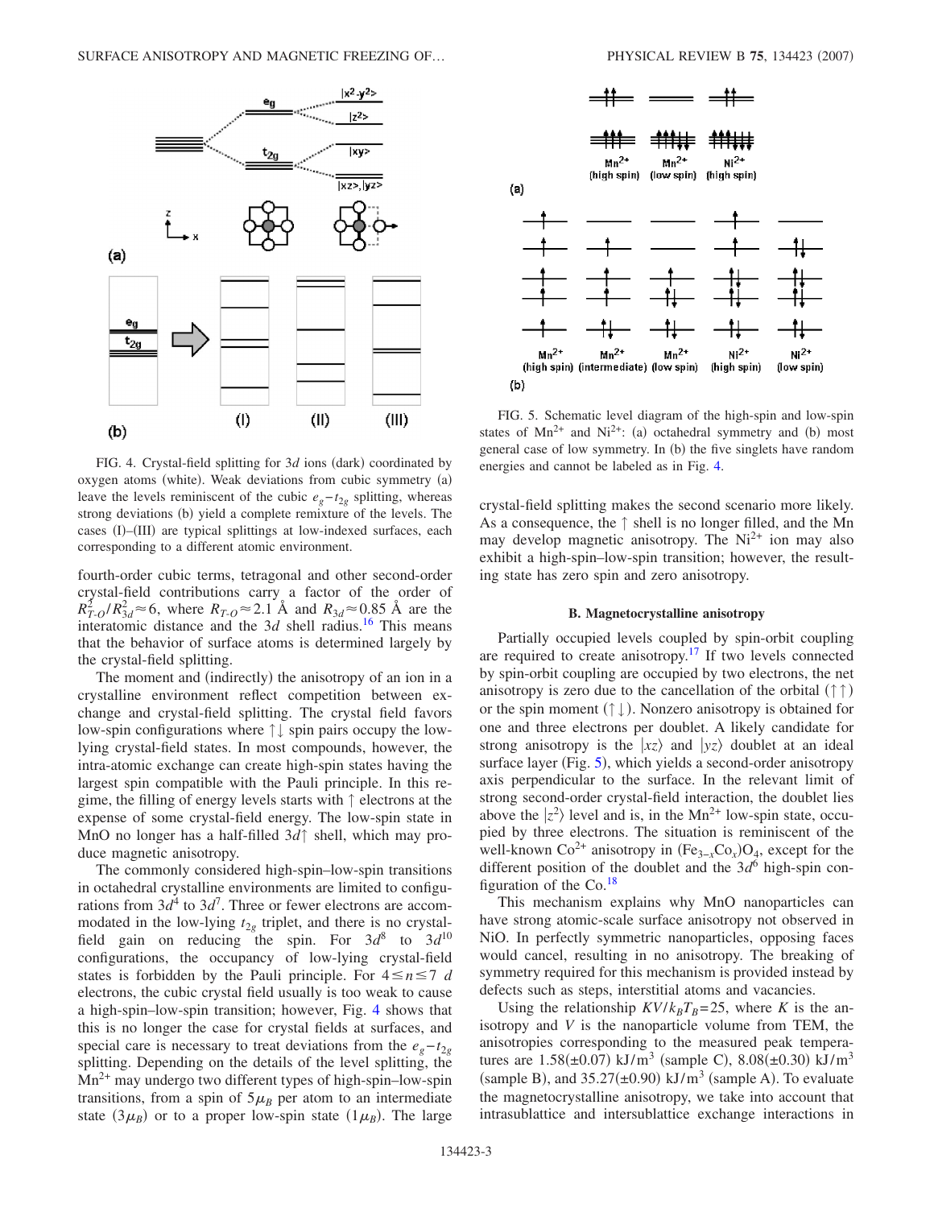FIG. 4. Crystal-field splitting for 3$d$ ions (dark) coordinated by oxygen atoms (white). Weak deviations from cubic symmetry (a) leave the levels reminiscent of the cubic $e_g - t_{2g}$ splitting, whereas strong deviations (b) yield a complete remixture of the levels. The cases (I)–(III) are typical splittings at low-indexed surfaces, each corresponding to a different atomic environment.

fourth-order cubic terms, tetragonal and other second-order crystal-field contributions carry a factor of the order of $R_{T\text{-}O}^2/R_{3d}^2 \approx 6$, where $R_{T\text{-}O} \approx 2.1$ Å and $R_{3d} \approx 0.85$ Å are the interatomic distance and the 3$d$ shell radius.[16] This means that the behavior of surface atoms is determined largely by the crystal-field splitting.

The moment and (indirectly) the anisotropy of an ion in a crystalline environment reflect competition between exchange and crystal-field splitting. The crystal field favors low-spin configurations where ↑↓ spin pairs occupy the low-lying crystal-field states. In most compounds, however, the intra-atomic exchange can create high-spin states having the largest spin compatible with the Pauli principle. In this regime, the filling of energy levels starts with ↑ electrons at the expense of some crystal-field energy. The low-spin state in MnO no longer has a half-filled 3$d$↑ shell, which may produce magnetic anisotropy.

The commonly considered high-spin–low-spin transitions in octahedral crystalline environments are limited to configurations from $3d^4$ to $3d^7$. Three or fewer electrons are accommodated in the low-lying $t_{2g}$ triplet, and there is no crystal-field gain on reducing the spin. For $3d^8$ to $3d^{10}$ configurations, the occupancy of low-lying crystal-field states is forbidden by the Pauli principle. For $4 \leq n \leq 7$ $d$ electrons, the cubic crystal field usually is too weak to cause a high-spin–low-spin transition; however, Fig. 4 shows that this is no longer the case for crystal fields at surfaces, and special care is necessary to treat deviations from the $e_g - t_{2g}$ splitting. Depending on the details of the level splitting, the $Mn^{2+}$ may undergo two different types of high-spin–low-spin transitions, from a spin of $5\mu_B$ per atom to an intermediate state ($3\mu_B$) or to a proper low-spin state ($1\mu_B$). The large crystal-field splitting makes the second scenario more likely. As a consequence, the ↑ shell is no longer filled, and the Mn may develop magnetic anisotropy. The $Ni^{2+}$ ion may also exhibit a high-spin–low-spin transition; however, the resulting state has zero spin and zero anisotropy.

FIG. 5. Schematic level diagram of the high-spin and low-spin states of $Mn^{2+}$ and $Ni^{2+}$: (a) octahedral symmetry and (b) most general case of low symmetry. In (b) the five singlets have random energies and cannot be labeled as in Fig. 4.

### B. Magnetocrystalline anisotropy

Partially occupied levels coupled by spin-orbit coupling are required to create anisotropy.[17] If two levels connected by spin-orbit coupling are occupied by two electrons, the net anisotropy is zero due to the cancellation of the orbital (↑↑) or the spin moment (↑↓). Nonzero anisotropy is obtained for one and three electrons per doublet. A likely candidate for strong anisotropy is the $|xz\rangle$ and $|yz\rangle$ doublet at an ideal surface layer (Fig. 5), which yields a second-order anisotropy axis perpendicular to the surface. In the relevant limit of strong second-order crystal-field interaction, the doublet lies above the $|z^2\rangle$ level and is, in the $Mn^{2+}$ low-spin state, occupied by three electrons. The situation is reminiscent of the well-known $Co^{2+}$ anisotropy in $(Fe_{3-x}Co_x)O_4$, except for the different position of the doublet and the $3d^6$ high-spin configuration of the Co.[18]

This mechanism explains why MnO nanoparticles can have strong atomic-scale surface anisotropy not observed in NiO. In perfectly symmetric nanoparticles, opposing faces would cancel, resulting in no anisotropy. The breaking of symmetry required for this mechanism is provided instead by defects such as steps, interstitial atoms and vacancies.

Using the relationship $KV/k_BT_B = 25$, where $K$ is the anisotropy and $V$ is the nanoparticle volume from TEM, the anisotropies corresponding to the measured peak temperatures are 1.58(±0.07) kJ/m$^3$ (sample C), 8.08(±0.30) kJ/m$^3$ (sample B), and 35.27(±0.90) kJ/m$^3$ (sample A). To evaluate the magnetocrystalline anisotropy, we take into account that intrasublattice and intersublattice exchange interactions in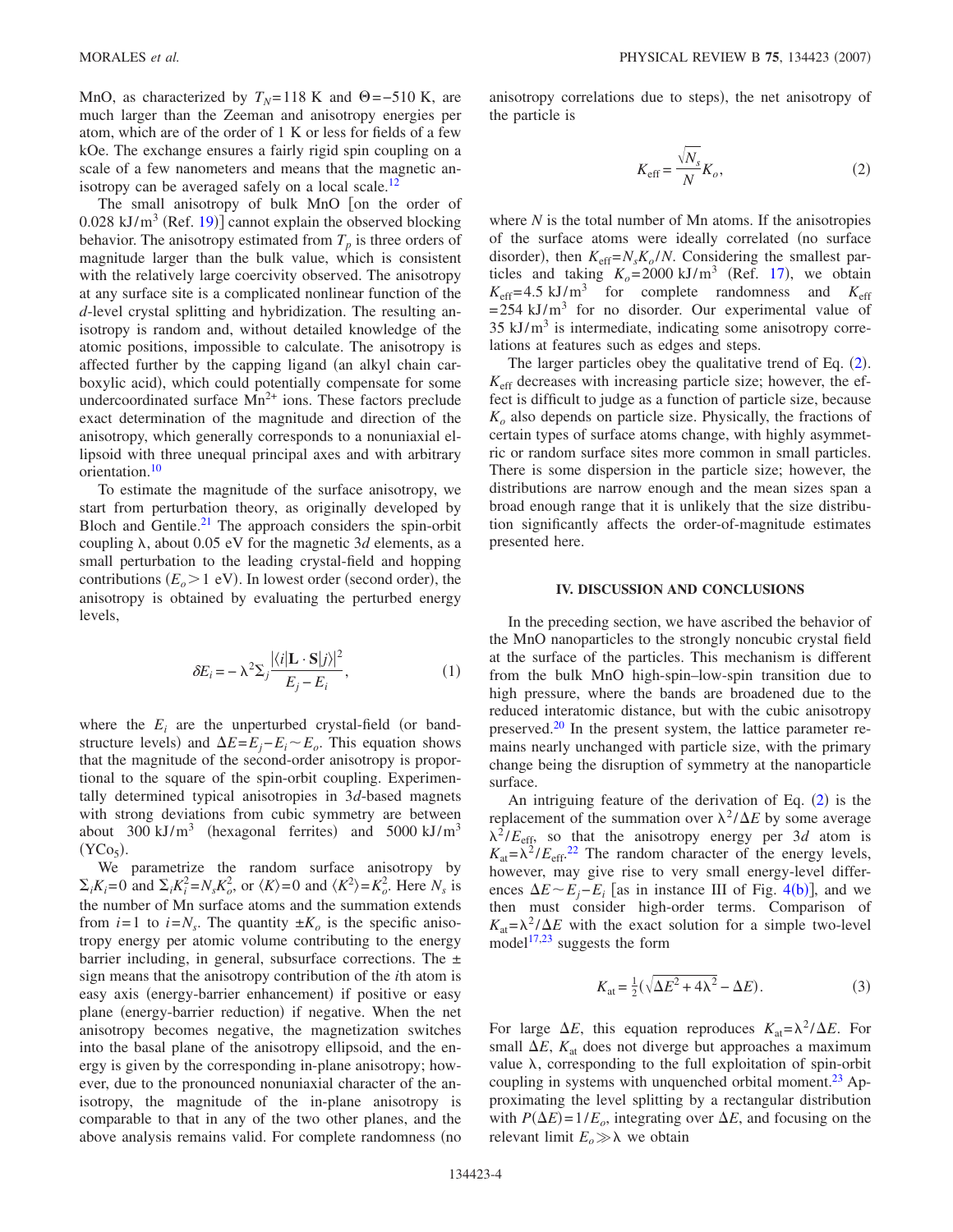MnO, as characterized by $T_N$=118 K and $\Theta$=−510 K, are much larger than the Zeeman and anisotropy energies per atom, which are of the order of 1 K or less for fields of a few kOe. The exchange ensures a fairly rigid spin coupling on a scale of a few nanometers and means that the magnetic anisotropy can be averaged safely on a local scale.[12]

The small anisotropy of bulk MnO [on the order of 0.028 $\mathrm{kJ/m^3}$ (Ref. 19)] cannot explain the observed blocking behavior. The anisotropy estimated from $T_p$ is three orders of magnitude larger than the bulk value, which is consistent with the relatively large coercivity observed. The anisotropy at any surface site is a complicated nonlinear function of the $d$-level crystal splitting and hybridization. The resulting anisotropy is random and, without detailed knowledge of the atomic positions, impossible to calculate. The anisotropy is affected further by the capping ligand (an alkyl chain carboxylic acid), which could potentially compensate for some undercoordinated surface $Mn^{2+}$ ions. These factors preclude exact determination of the magnitude and direction of the anisotropy, which generally corresponds to a nonuniaxial ellipsoid with three unequal principal axes and with arbitrary orientation.[10]

To estimate the magnitude of the surface anisotropy, we start from perturbation theory, as originally developed by Bloch and Gentile.[21] The approach considers the spin-orbit coupling $\lambda$, about 0.05 eV for the magnetic 3$d$ elements, as a small perturbation to the leading crystal-field and hopping contributions ($E_o$>1 eV). In lowest order (second order), the anisotropy is obtained by evaluating the perturbed energy levels,

$$\delta E_i = -\lambda^2 \Sigma_j \frac{|\langle i|\mathbf{L}\cdot\mathbf{S}|j\rangle|^2}{E_j - E_i}, \tag{1}$$

where the $E_i$ are the unperturbed crystal-field (or band-structure levels) and $\Delta E = E_j - E_i \sim E_o$. This equation shows that the magnitude of the second-order anisotropy is proportional to the square of the spin-orbit coupling. Experimentally determined typical anisotropies in 3$d$-based magnets with strong deviations from cubic symmetry are between about 300 $\mathrm{kJ/m^3}$ (hexagonal ferrites) and 5000 $\mathrm{kJ/m^3}$ ($YCo_5$).

We parametrize the random surface anisotropy by $\Sigma_i K_i = 0$ and $\Sigma_i K_i^2 = N_s K_o^2$, or $\langle K\rangle = 0$ and $\langle K^2\rangle = K_o^2$. Here $N_s$ is the number of Mn surface atoms and the summation extends from $i=1$ to $i=N_s$. The quantity $\pm K_o$ is the specific anisotropy energy per atomic volume contributing to the energy barrier including, in general, subsurface corrections. The $\pm$ sign means that the anisotropy contribution of the $i$th atom is easy axis (energy-barrier enhancement) if positive or easy plane (energy-barrier reduction) if negative. When the net anisotropy becomes negative, the magnetization switches into the basal plane of the anisotropy ellipsoid, and the energy is given by the corresponding in-plane anisotropy; however, due to the pronounced nonuniaxial character of the anisotropy, the magnitude of the in-plane anisotropy is comparable to that in any of the two other planes, and the above analysis remains valid. For complete randomness (no anisotropy correlations due to steps), the net anisotropy of the particle is

$$K_{\mathrm{eff}} = \frac{\sqrt{N_s}}{N} K_o, \tag{2}$$

where $N$ is the total number of Mn atoms. If the anisotropies of the surface atoms were ideally correlated (no surface disorder), then $K_{\mathrm{eff}} = N_s K_o / N$. Considering the smallest particles and taking $K_o$=2000 $\mathrm{kJ/m^3}$ (Ref. 17), we obtain $K_{\mathrm{eff}}$=4.5 $\mathrm{kJ/m^3}$ for complete randomness and $K_{\mathrm{eff}}$=254 $\mathrm{kJ/m^3}$ for no disorder. Our experimental value of 35 $\mathrm{kJ/m^3}$ is intermediate, indicating some anisotropy correlations at features such as edges and steps.

The larger particles obey the qualitative trend of Eq. (2). $K_{\mathrm{eff}}$ decreases with increasing particle size; however, the effect is difficult to judge as a function of particle size, because $K_o$ also depends on particle size. Physically, the fractions of certain types of surface atoms change, with highly asymmetric or random surface sites more common in small particles. There is some dispersion in the particle size; however, the distributions are narrow enough and the mean sizes span a broad enough range that it is unlikely that the size distribution significantly affects the order-of-magnitude estimates presented here.

## IV. DISCUSSION AND CONCLUSIONS

In the preceding section, we have ascribed the behavior of the MnO nanoparticles to the strongly noncubic crystal field at the surface of the particles. This mechanism is different from the bulk MnO high-spin–low-spin transition due to high pressure, where the bands are broadened due to the reduced interatomic distance, but with the cubic anisotropy preserved.[20] In the present system, the lattice parameter remains nearly unchanged with particle size, with the primary change being the disruption of symmetry at the nanoparticle surface.

An intriguing feature of the derivation of Eq. (2) is the replacement of the summation over $\lambda^2/\Delta E$ by some average $\lambda^2/E_{\mathrm{eff}}$, so that the anisotropy energy per 3$d$ atom is $K_{\mathrm{at}} = \lambda^2/E_{\mathrm{eff}}$.[22] The random character of the energy levels, however, may give rise to very small energy-level differences $\Delta E \sim E_j - E_i$ [as in instance III of Fig. 4(b)], and we then must consider high-order terms. Comparison of $K_{\mathrm{at}} = \lambda^2/\Delta E$ with the exact solution for a simple two-level model[17,23] suggests the form

$$K_{\mathrm{at}} = \tfrac{1}{2}\left(\sqrt{\Delta E^2 + 4\lambda^2} - \Delta E\right). \tag{3}$$

For large $\Delta E$, this equation reproduces $K_{\mathrm{at}} = \lambda^2/\Delta E$. For small $\Delta E$, $K_{\mathrm{at}}$ does not diverge but approaches a maximum value $\lambda$, corresponding to the full exploitation of spin-orbit coupling in systems with unquenched orbital moment.[23] Approximating the level splitting by a rectangular distribution with $P(\Delta E) = 1/E_o$, integrating over $\Delta E$, and focusing on the relevant limit $E_o \gg \lambda$ we obtain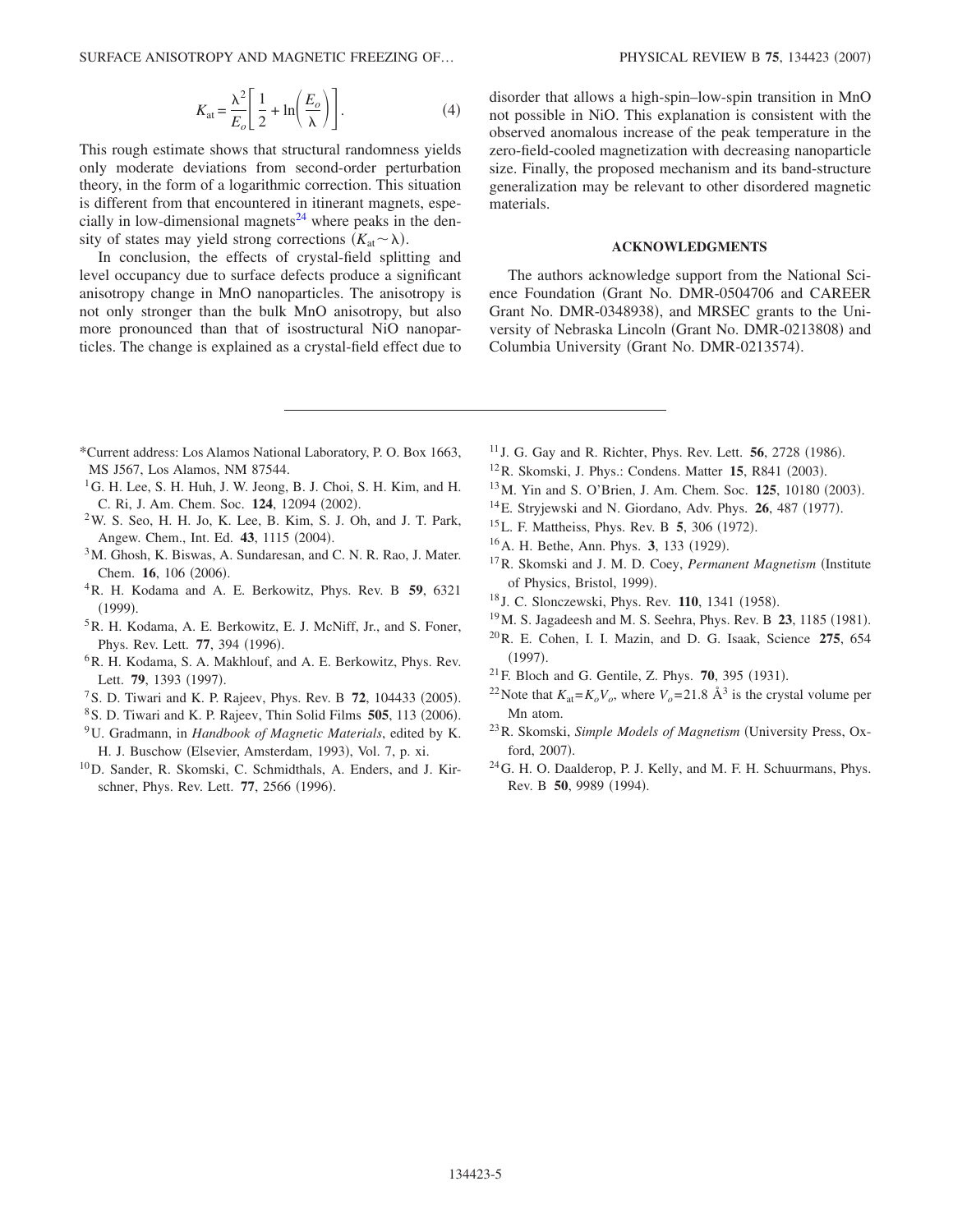$$K_{\rm at} = \frac{\lambda^2}{E_o}\left[\frac{1}{2} + \ln\left(\frac{E_o}{\lambda}\right)\right]. \quad (4)$$

This rough estimate shows that structural randomness yields only moderate deviations from second-order perturbation theory, in the form of a logarithmic correction. This situation is different from that encountered in itinerant magnets, especially in low-dimensional magnets[24] where peaks in the density of states may yield strong corrections ($K_{\rm at} \sim \lambda$).

In conclusion, the effects of crystal-field splitting and level occupancy due to surface defects produce a significant anisotropy change in MnO nanoparticles. The anisotropy is not only stronger than the bulk MnO anisotropy, but also more pronounced than that of isostructural NiO nanoparticles. The change is explained as a crystal-field effect due to disorder that allows a high-spin–low-spin transition in MnO not possible in NiO. This explanation is consistent with the observed anomalous increase of the peak temperature in the zero-field-cooled magnetization with decreasing nanoparticle size. Finally, the proposed mechanism and its band-structure generalization may be relevant to other disordered magnetic materials.

## ACKNOWLEDGMENTS

The authors acknowledge support from the National Science Foundation (Grant No. DMR-0504706 and CAREER Grant No. DMR-0348938), and MRSEC grants to the University of Nebraska Lincoln (Grant No. DMR-0213808) and Columbia University (Grant No. DMR-0213574).

---

*Current address: Los Alamos National Laboratory, P. O. Box 1663, MS J567, Los Alamos, NM 87544.

[1] G. H. Lee, S. H. Huh, J. W. Jeong, B. J. Choi, S. H. Kim, and H. C. Ri, J. Am. Chem. Soc. **124**, 12094 (2002).

[2] W. S. Seo, H. H. Jo, K. Lee, B. Kim, S. J. Oh, and J. T. Park, Angew. Chem., Int. Ed. **43**, 1115 (2004).

[3] M. Ghosh, K. Biswas, A. Sundaresan, and C. N. R. Rao, J. Mater. Chem. **16**, 106 (2006).

[4] R. H. Kodama and A. E. Berkowitz, Phys. Rev. B **59**, 6321 (1999).

[5] R. H. Kodama, A. E. Berkowitz, E. J. McNiff, Jr., and S. Foner, Phys. Rev. Lett. **77**, 394 (1996).

[6] R. H. Kodama, S. A. Makhlouf, and A. E. Berkowitz, Phys. Rev. Lett. **79**, 1393 (1997).

[7] S. D. Tiwari and K. P. Rajeev, Phys. Rev. B **72**, 104433 (2005).

[8] S. D. Tiwari and K. P. Rajeev, Thin Solid Films **505**, 113 (2006).

[9] U. Gradmann, in *Handbook of Magnetic Materials*, edited by K. H. J. Buschow (Elsevier, Amsterdam, 1993), Vol. 7, p. xi.

[10] D. Sander, R. Skomski, C. Schmidthals, A. Enders, and J. Kirschner, Phys. Rev. Lett. **77**, 2566 (1996).

[11] J. G. Gay and R. Richter, Phys. Rev. Lett. **56**, 2728 (1986).

[12] R. Skomski, J. Phys.: Condens. Matter **15**, R841 (2003).

[13] M. Yin and S. O'Brien, J. Am. Chem. Soc. **125**, 10180 (2003).

[14] E. Stryjewski and N. Giordano, Adv. Phys. **26**, 487 (1977).

[15] L. F. Mattheiss, Phys. Rev. B **5**, 306 (1972).

[16] A. H. Bethe, Ann. Phys. **3**, 133 (1929).

[17] R. Skomski and J. M. D. Coey, *Permanent Magnetism* (Institute of Physics, Bristol, 1999).

[18] J. C. Slonczewski, Phys. Rev. **110**, 1341 (1958).

[19] M. S. Jagadeesh and M. S. Seehra, Phys. Rev. B **23**, 1185 (1981).

[20] R. E. Cohen, I. I. Mazin, and D. G. Isaak, Science **275**, 654 (1997).

[21] F. Bloch and G. Gentile, Z. Phys. **70**, 395 (1931).

[22] Note that $K_{\rm at} = K_o V_o$, where $V_o = 21.8$ Å$^3$ is the crystal volume per Mn atom.

[23] R. Skomski, *Simple Models of Magnetism* (University Press, Oxford, 2007).

[24] G. H. O. Daalderop, P. J. Kelly, and M. F. H. Schuurmans, Phys. Rev. B **50**, 9989 (1994).